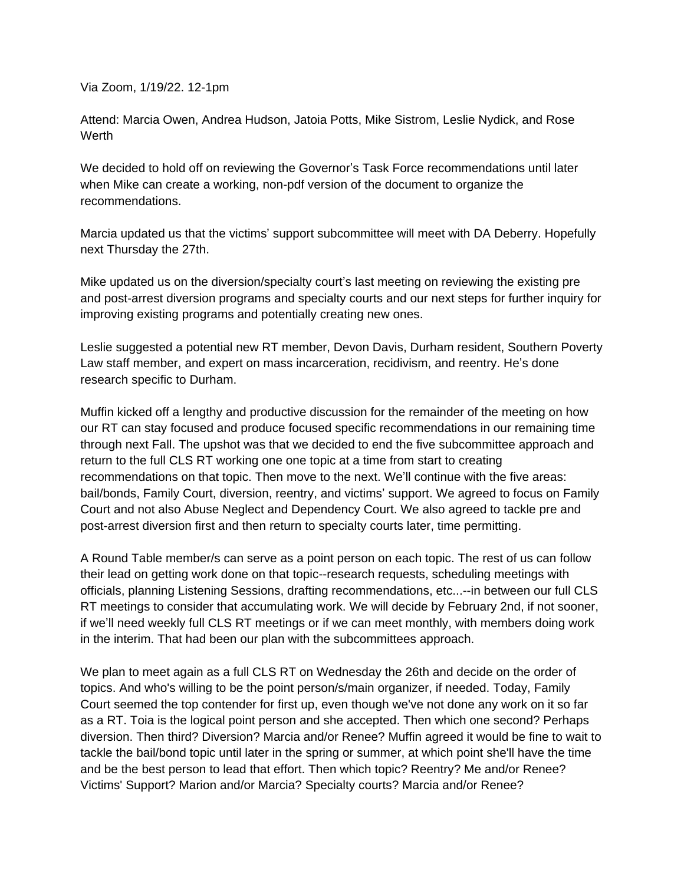Via Zoom, 1/19/22. 12-1pm

Attend: Marcia Owen, Andrea Hudson, Jatoia Potts, Mike Sistrom, Leslie Nydick, and Rose Werth

We decided to hold off on reviewing the Governor's Task Force recommendations until later when Mike can create a working, non-pdf version of the document to organize the recommendations.

Marcia updated us that the victims' support subcommittee will meet with DA Deberry. Hopefully next Thursday the 27th.

Mike updated us on the diversion/specialty court's last meeting on reviewing the existing pre and post-arrest diversion programs and specialty courts and our next steps for further inquiry for improving existing programs and potentially creating new ones.

Leslie suggested a potential new RT member, Devon Davis, Durham resident, Southern Poverty Law staff member, and expert on mass incarceration, recidivism, and reentry. He's done research specific to Durham.

Muffin kicked off a lengthy and productive discussion for the remainder of the meeting on how our RT can stay focused and produce focused specific recommendations in our remaining time through next Fall. The upshot was that we decided to end the five subcommittee approach and return to the full CLS RT working one one topic at a time from start to creating recommendations on that topic. Then move to the next. We'll continue with the five areas: bail/bonds, Family Court, diversion, reentry, and victims' support. We agreed to focus on Family Court and not also Abuse Neglect and Dependency Court. We also agreed to tackle pre and post-arrest diversion first and then return to specialty courts later, time permitting.

A Round Table member/s can serve as a point person on each topic. The rest of us can follow their lead on getting work done on that topic--research requests, scheduling meetings with officials, planning Listening Sessions, drafting recommendations, etc...--in between our full CLS RT meetings to consider that accumulating work. We will decide by February 2nd, if not sooner, if we'll need weekly full CLS RT meetings or if we can meet monthly, with members doing work in the interim. That had been our plan with the subcommittees approach.

We plan to meet again as a full CLS RT on Wednesday the 26th and decide on the order of topics. And who's willing to be the point person/s/main organizer, if needed. Today, Family Court seemed the top contender for first up, even though we've not done any work on it so far as a RT. Toia is the logical point person and she accepted. Then which one second? Perhaps diversion. Then third? Diversion? Marcia and/or Renee? Muffin agreed it would be fine to wait to tackle the bail/bond topic until later in the spring or summer, at which point she'll have the time and be the best person to lead that effort. Then which topic? Reentry? Me and/or Renee? Victims' Support? Marion and/or Marcia? Specialty courts? Marcia and/or Renee?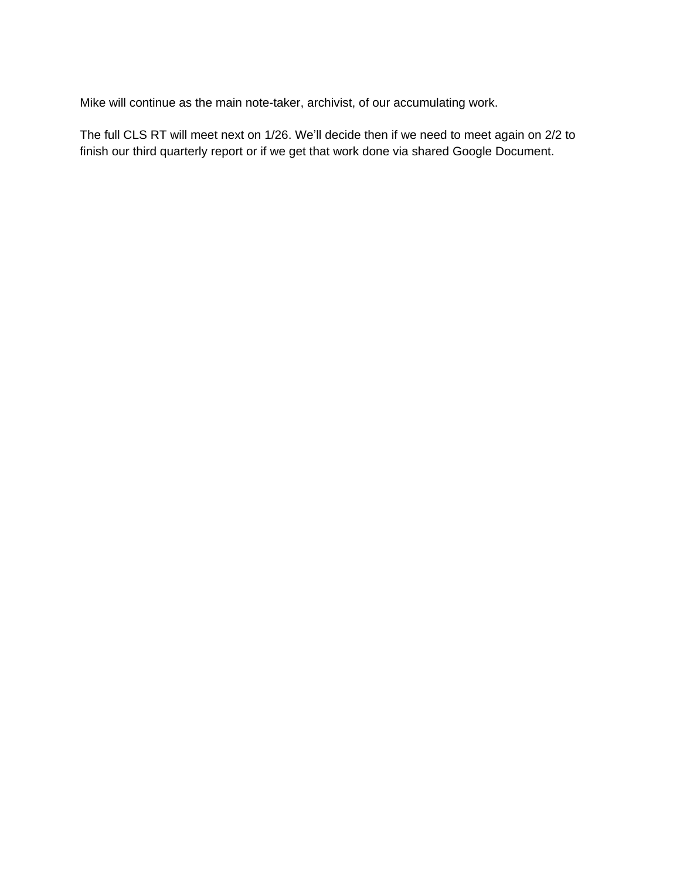Mike will continue as the main note-taker, archivist, of our accumulating work.

The full CLS RT will meet next on 1/26. We’ll decide then if we need to meet again on 2/2 to finish our third quarterly report or if we get that work done via shared Google Document.